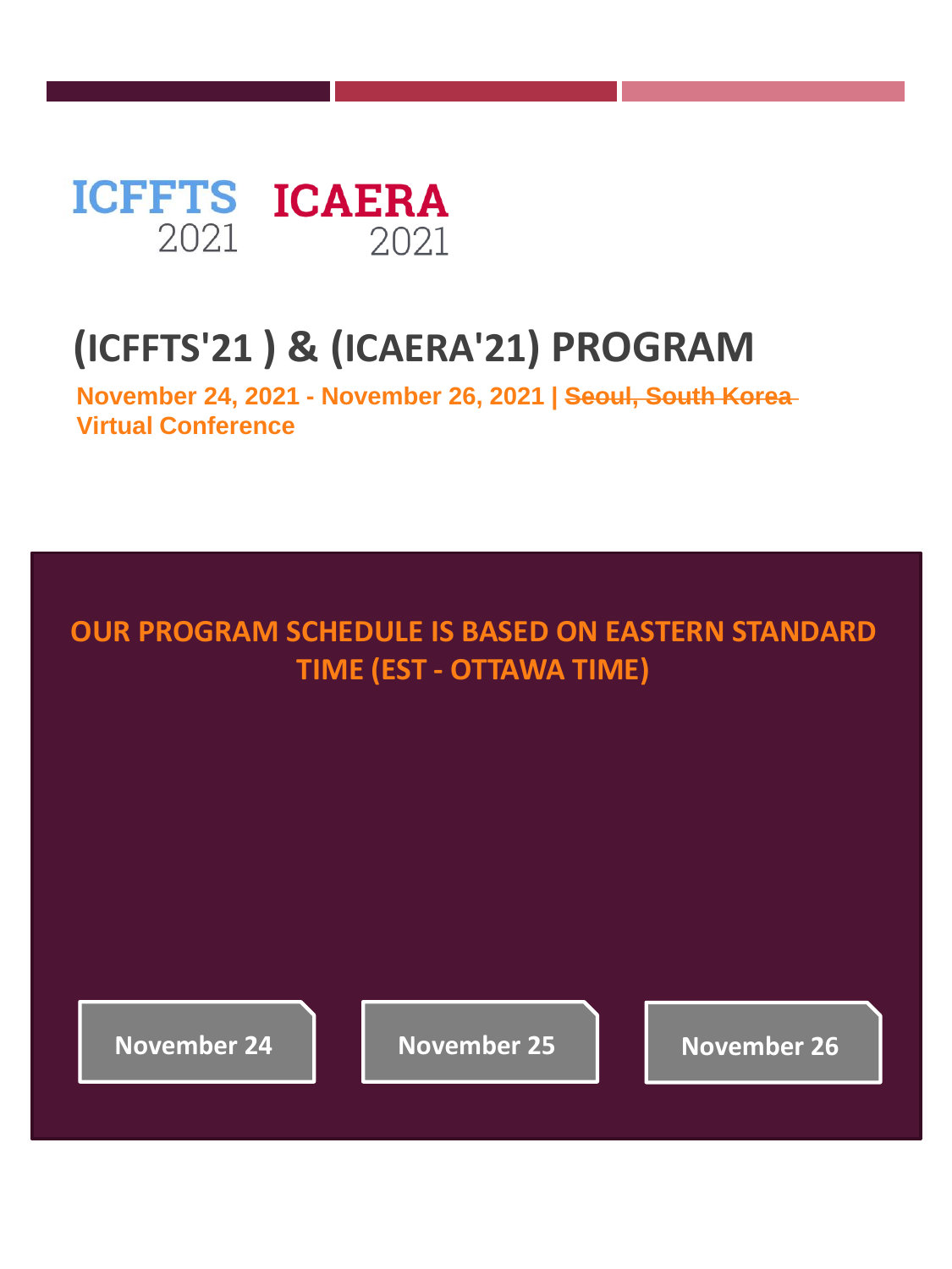ICFFTS 2021 ICAERA 2021

# (ICFFTS'21 ) & (ICAERA'21) PROGRAM

**November 24, 2021 - November 26, 2021 | ~~Seoul, South Korea~~**
**Virtual Conference**

**OUR PROGRAM SCHEDULE IS BASED ON EASTERN STANDARD TIME (EST - OTTAWA TIME)**

**November 24** | **November 25** | **November 26**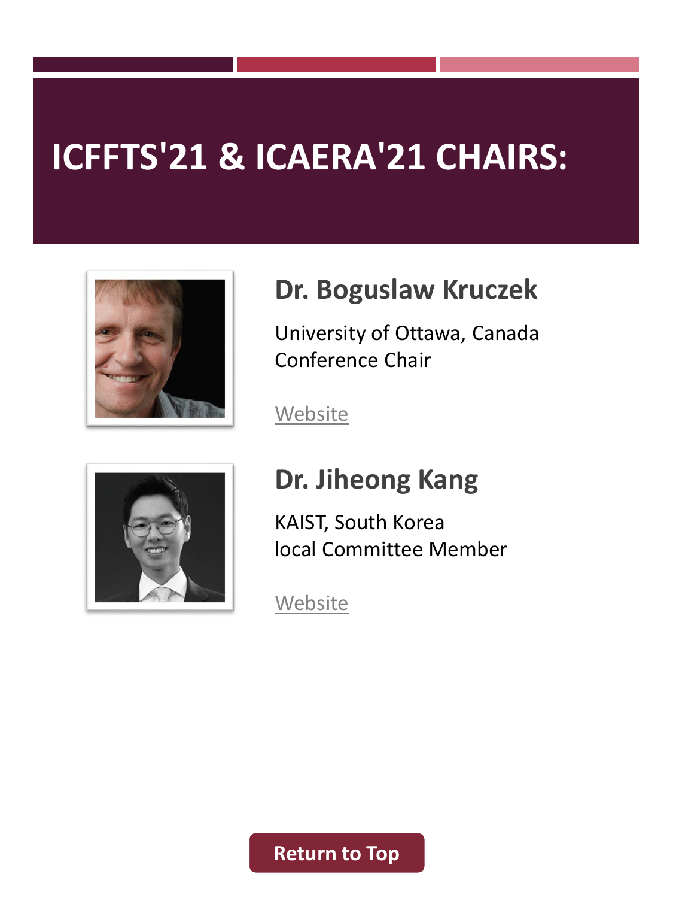# ICFFTS'21 & ICAERA'21 CHAIRS:

## Dr. Boguslaw Kruczek

University of Ottawa, Canada
Conference Chair

Website

## Dr. Jiheong Kang

KAIST, South Korea
local Committee Member

Website

Return to Top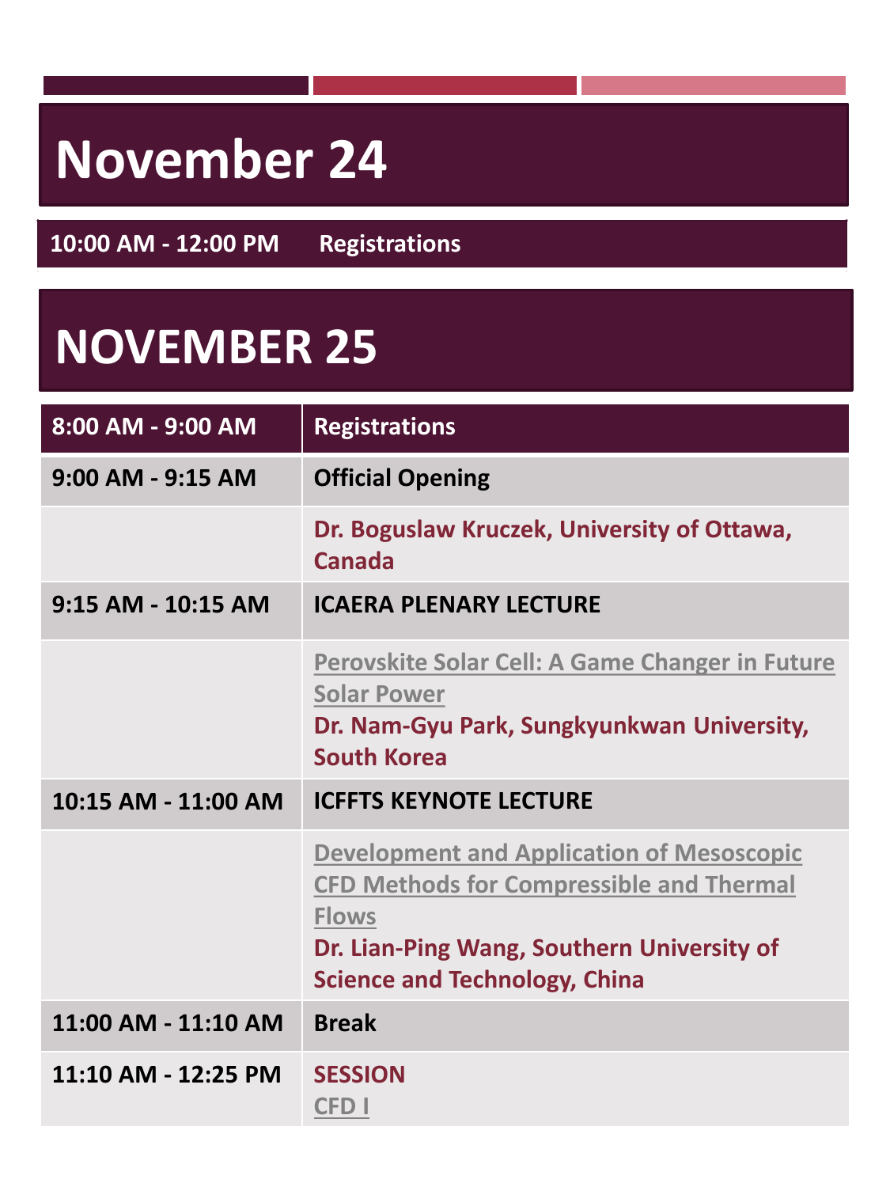# November 24

| 10:00 AM - 12:00 PM | Registrations |
|---|---|

# NOVEMBER 25

| 8:00 AM - 9:00 AM | Registrations |
|---|---|
| 9:00 AM - 9:15 AM | Official Opening |
| | Dr. Boguslaw Kruczek, University of Ottawa, Canada |
| 9:15 AM - 10:15 AM | ICAERA PLENARY LECTURE |
| | Perovskite Solar Cell: A Game Changer in Future Solar Power<br>Dr. Nam-Gyu Park, Sungkyunkwan University, South Korea |
| 10:15 AM - 11:00 AM | ICFFTS KEYNOTE LECTURE |
| | Development and Application of Mesoscopic CFD Methods for Compressible and Thermal Flows<br>Dr. Lian-Ping Wang, Southern University of Science and Technology, China |
| 11:00 AM - 11:10 AM | Break |
| 11:10 AM - 12:25 PM | SESSION<br>CFD I |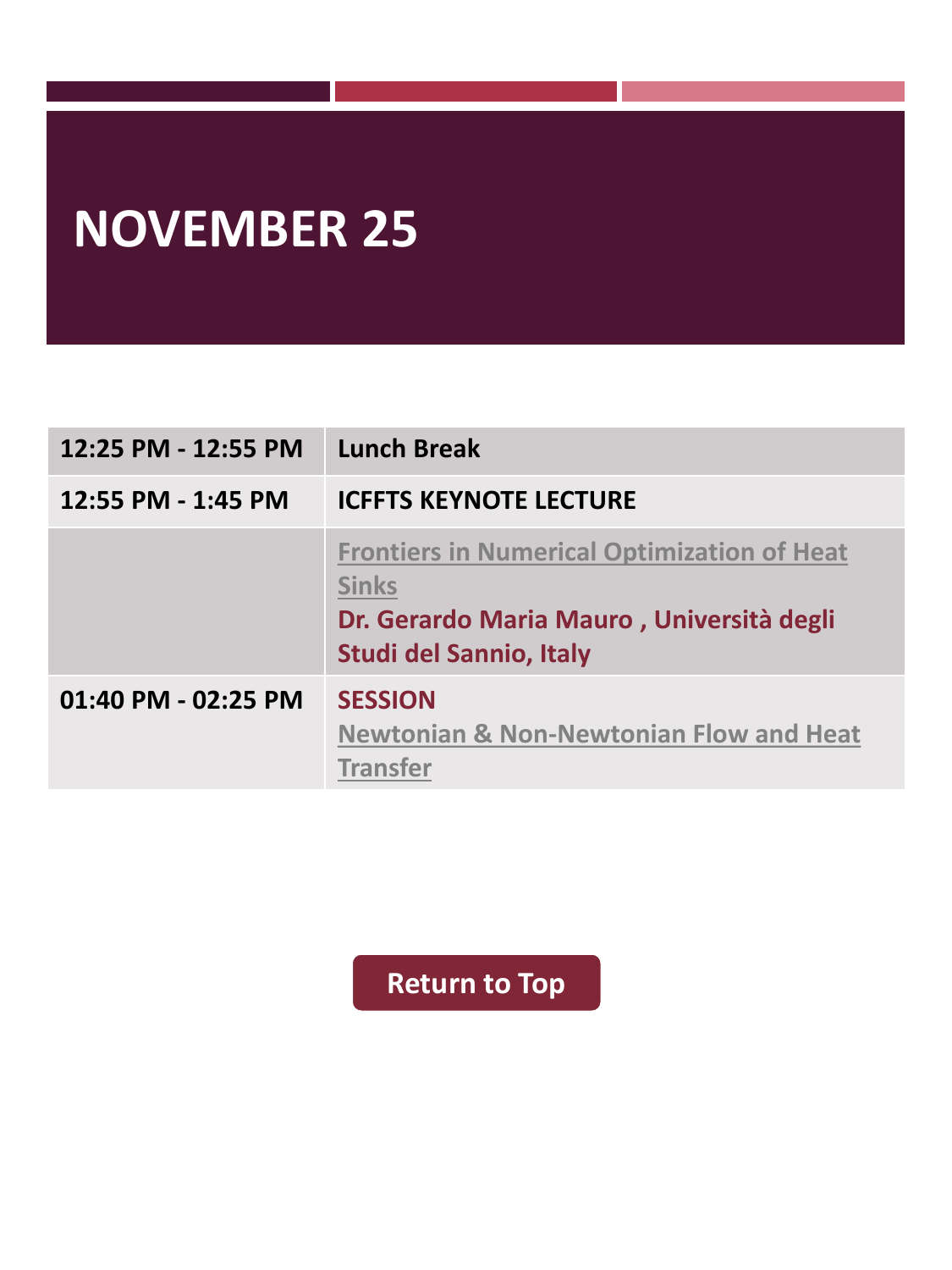# NOVEMBER 25

| | |
|---|---|
| 12:25 PM - 12:55 PM | **Lunch Break** |
| 12:55 PM - 1:45 PM | **ICFFTS KEYNOTE LECTURE** |
| | Frontiers in Numerical Optimization of Heat Sinks<br>**Dr. Gerardo Maria Mauro , Università degli Studi del Sannio, Italy** |
| 01:40 PM - 02:25 PM | **SESSION**<br>Newtonian & Non-Newtonian Flow and Heat Transfer |

Return to Top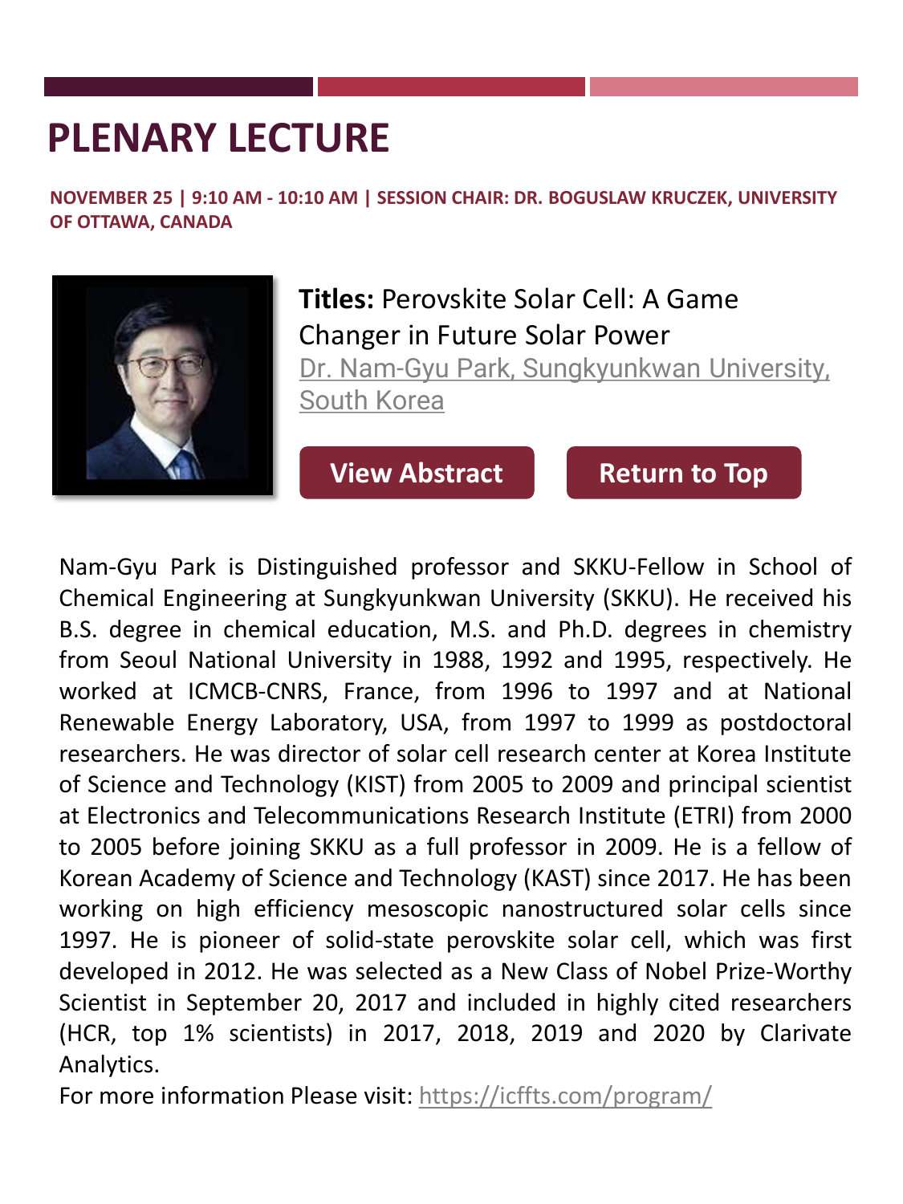# PLENARY LECTURE

**NOVEMBER 25 | 9:10 AM - 10:10 AM | SESSION CHAIR: DR. BOGUSLAW KRUCZEK, UNIVERSITY OF OTTAWA, CANADA**

**Titles:** Perovskite Solar Cell: A Game Changer in Future Solar Power

Dr. Nam-Gyu Park, Sungkyunkwan University, South Korea

View Abstract | Return to Top

Nam-Gyu Park is Distinguished professor and SKKU-Fellow in School of Chemical Engineering at Sungkyunkwan University (SKKU). He received his B.S. degree in chemical education, M.S. and Ph.D. degrees in chemistry from Seoul National University in 1988, 1992 and 1995, respectively. He worked at ICMCB-CNRS, France, from 1996 to 1997 and at National Renewable Energy Laboratory, USA, from 1997 to 1999 as postdoctoral researchers. He was director of solar cell research center at Korea Institute of Science and Technology (KIST) from 2005 to 2009 and principal scientist at Electronics and Telecommunications Research Institute (ETRI) from 2000 to 2005 before joining SKKU as a full professor in 2009. He is a fellow of Korean Academy of Science and Technology (KAST) since 2017. He has been working on high efficiency mesoscopic nanostructured solar cells since 1997. He is pioneer of solid-state perovskite solar cell, which was first developed in 2012. He was selected as a New Class of Nobel Prize-Worthy Scientist in September 20, 2017 and included in highly cited researchers (HCR, top 1% scientists) in 2017, 2018, 2019 and 2020 by Clarivate Analytics.

For more information Please visit: https://icffts.com/program/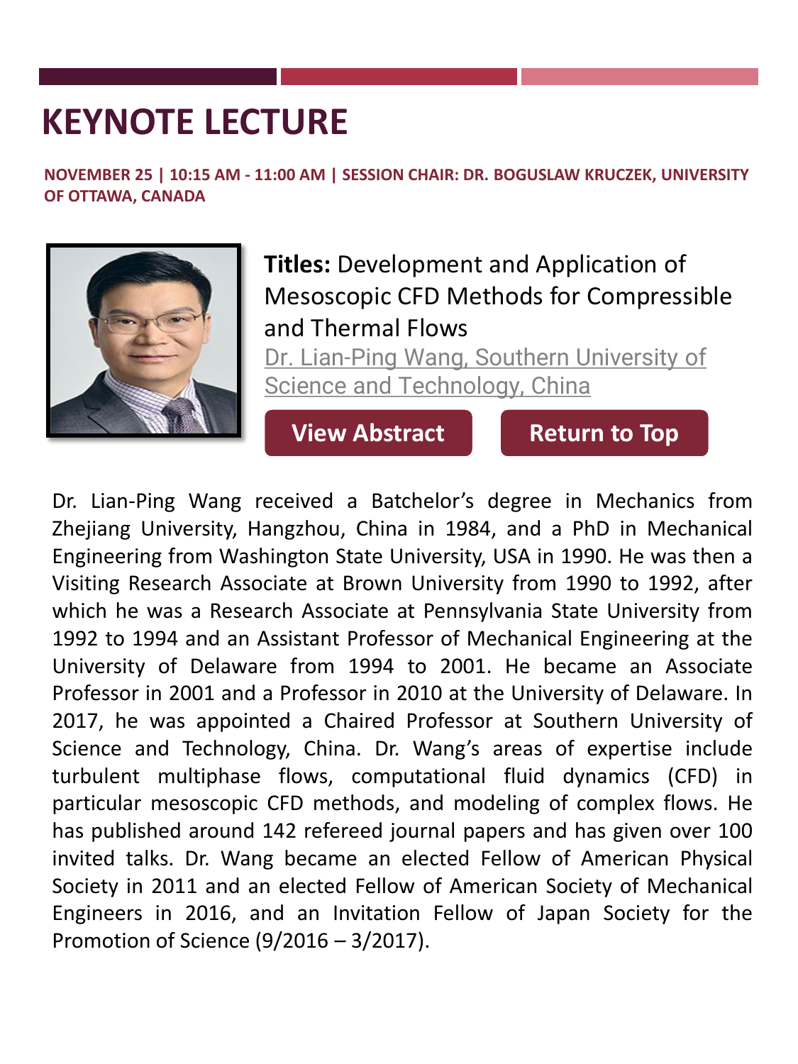# KEYNOTE LECTURE

**NOVEMBER 25 | 10:15 AM - 11:00 AM | SESSION CHAIR: DR. BOGUSLAW KRUCZEK, UNIVERSITY OF OTTAWA, CANADA**

**Titles:** Development and Application of Mesoscopic CFD Methods for Compressible and Thermal Flows

Dr. Lian-Ping Wang, Southern University of Science and Technology, China

**View Abstract** **Return to Top**

Dr. Lian-Ping Wang received a Batchelor's degree in Mechanics from Zhejiang University, Hangzhou, China in 1984, and a PhD in Mechanical Engineering from Washington State University, USA in 1990. He was then a Visiting Research Associate at Brown University from 1990 to 1992, after which he was a Research Associate at Pennsylvania State University from 1992 to 1994 and an Assistant Professor of Mechanical Engineering at the University of Delaware from 1994 to 2001. He became an Associate Professor in 2001 and a Professor in 2010 at the University of Delaware. In 2017, he was appointed a Chaired Professor at Southern University of Science and Technology, China. Dr. Wang's areas of expertise include turbulent multiphase flows, computational fluid dynamics (CFD) in particular mesoscopic CFD methods, and modeling of complex flows. He has published around 142 refereed journal papers and has given over 100 invited talks. Dr. Wang became an elected Fellow of American Physical Society in 2011 and an elected Fellow of American Society of Mechanical Engineers in 2016, and an Invitation Fellow of Japan Society for the Promotion of Science (9/2016 – 3/2017).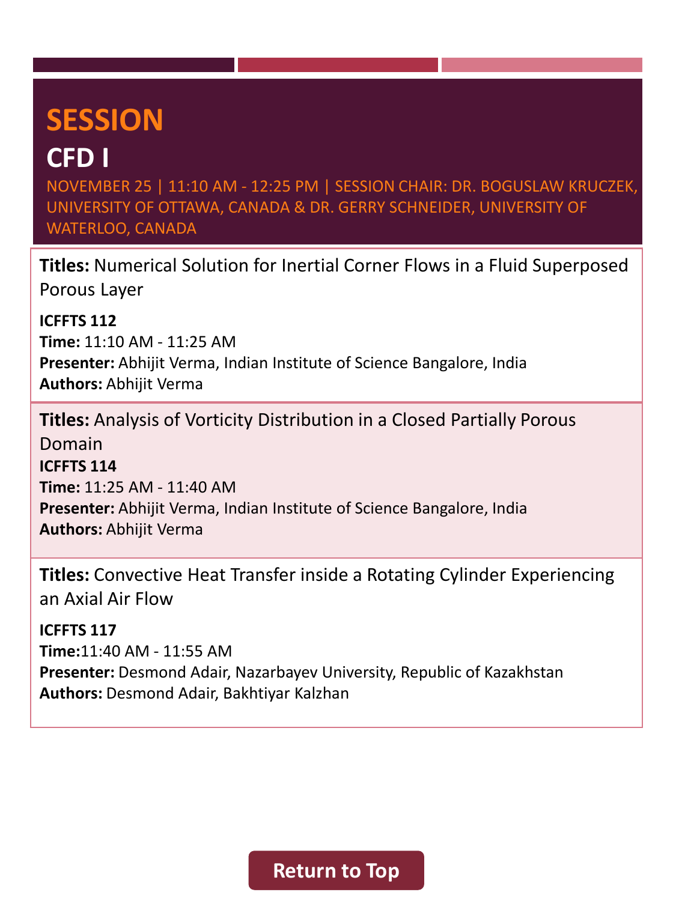# SESSION

## CFD I

NOVEMBER 25 | 11:10 AM - 12:25 PM | SESSION CHAIR: DR. BOGUSLAW KRUCZEK, UNIVERSITY OF OTTAWA, CANADA & DR. GERRY SCHNEIDER, UNIVERSITY OF WATERLOO, CANADA

**Titles:** Numerical Solution for Inertial Corner Flows in a Fluid Superposed Porous Layer

**ICFFTS 112**
**Time:** 11:10 AM - 11:25 AM
**Presenter:** Abhijit Verma, Indian Institute of Science Bangalore, India
**Authors:** Abhijit Verma

**Titles:** Analysis of Vorticity Distribution in a Closed Partially Porous Domain

**ICFFTS 114**
**Time:** 11:25 AM - 11:40 AM
**Presenter:** Abhijit Verma, Indian Institute of Science Bangalore, India
**Authors:** Abhijit Verma

**Titles:** Convective Heat Transfer inside a Rotating Cylinder Experiencing an Axial Air Flow

**ICFFTS 117**
**Time:** 11:40 AM - 11:55 AM
**Presenter:** Desmond Adair, Nazarbayev University, Republic of Kazakhstan
**Authors:** Desmond Adair, Bakhtiyar Kalzhan

Return to Top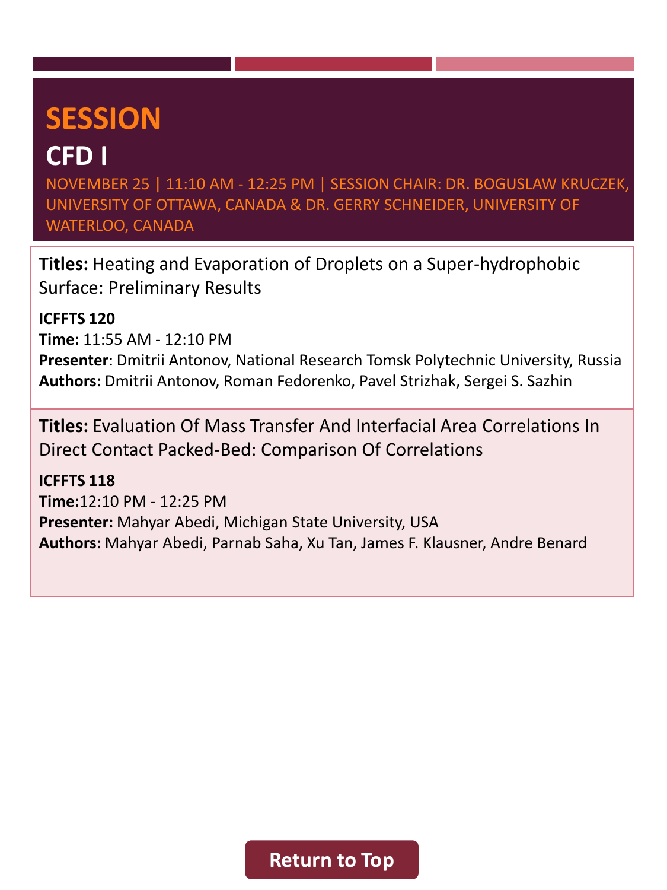# SESSION

## CFD I

NOVEMBER 25 | 11:10 AM - 12:25 PM | SESSION CHAIR: DR. BOGUSLAW KRUCZEK, UNIVERSITY OF OTTAWA, CANADA & DR. GERRY SCHNEIDER, UNIVERSITY OF WATERLOO, CANADA

**Titles:** Heating and Evaporation of Droplets on a Super-hydrophobic Surface: Preliminary Results

**ICFFTS 120**
**Time:** 11:55 AM - 12:10 PM
**Presenter**: Dmitrii Antonov, National Research Tomsk Polytechnic University, Russia
**Authors:** Dmitrii Antonov, Roman Fedorenko, Pavel Strizhak, Sergei S. Sazhin

**Titles:** Evaluation Of Mass Transfer And Interfacial Area Correlations In Direct Contact Packed-Bed: Comparison Of Correlations

**ICFFTS 118**
**Time:**12:10 PM - 12:25 PM
**Presenter:** Mahyar Abedi, Michigan State University, USA
**Authors:** Mahyar Abedi, Parnab Saha, Xu Tan, James F. Klausner, Andre Benard

Return to Top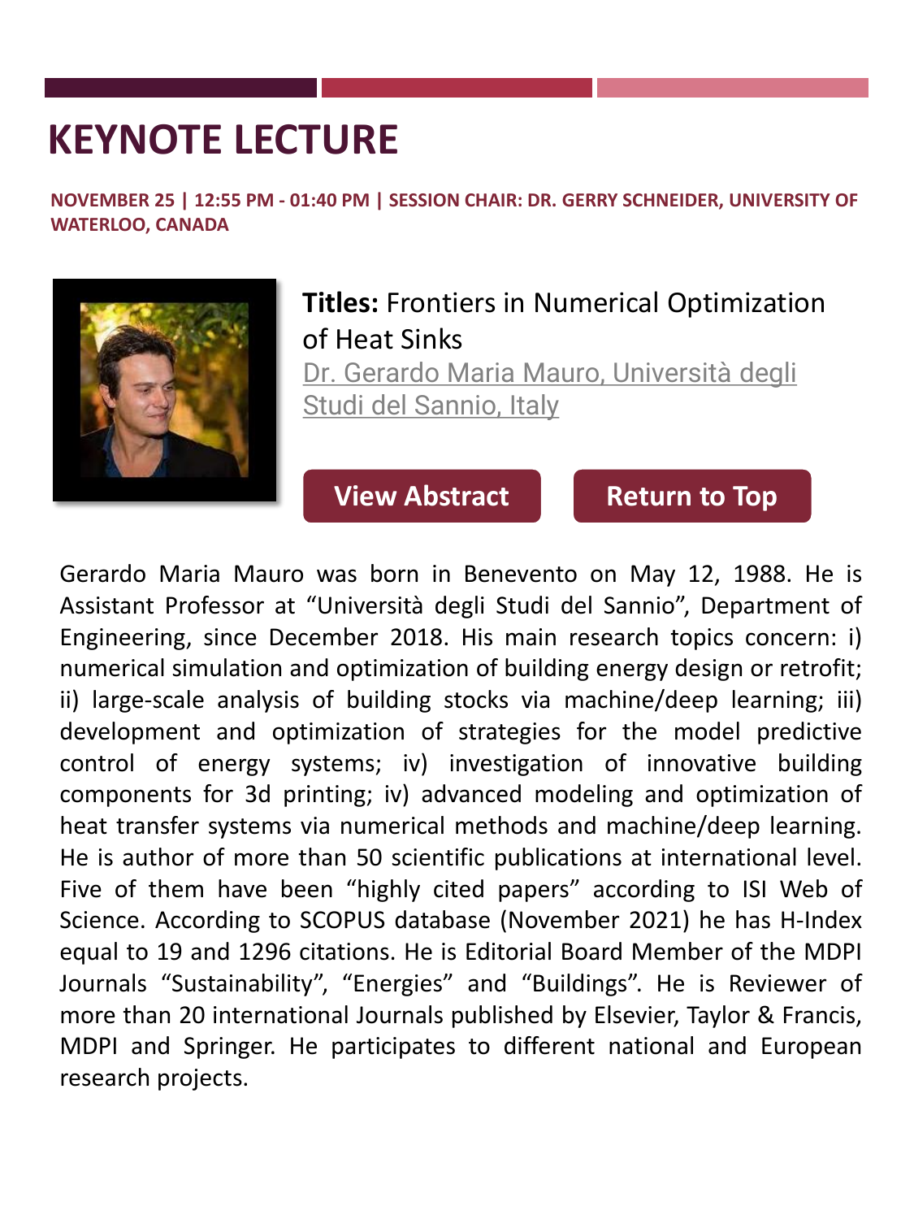# KEYNOTE LECTURE

**NOVEMBER 25 | 12:55 PM - 01:40 PM | SESSION CHAIR: DR. GERRY SCHNEIDER, UNIVERSITY OF WATERLOO, CANADA**

**Titles:** Frontiers in Numerical Optimization of Heat Sinks

Dr. Gerardo Maria Mauro, Università degli Studi del Sannio, Italy

**View Abstract** **Return to Top**

Gerardo Maria Mauro was born in Benevento on May 12, 1988. He is Assistant Professor at "Università degli Studi del Sannio", Department of Engineering, since December 2018. His main research topics concern: i) numerical simulation and optimization of building energy design or retrofit; ii) large-scale analysis of building stocks via machine/deep learning; iii) development and optimization of strategies for the model predictive control of energy systems; iv) investigation of innovative building components for 3d printing; iv) advanced modeling and optimization of heat transfer systems via numerical methods and machine/deep learning. He is author of more than 50 scientific publications at international level. Five of them have been "highly cited papers" according to ISI Web of Science. According to SCOPUS database (November 2021) he has H-Index equal to 19 and 1296 citations. He is Editorial Board Member of the MDPI Journals "Sustainability", "Energies" and "Buildings". He is Reviewer of more than 20 international Journals published by Elsevier, Taylor & Francis, MDPI and Springer. He participates to different national and European research projects.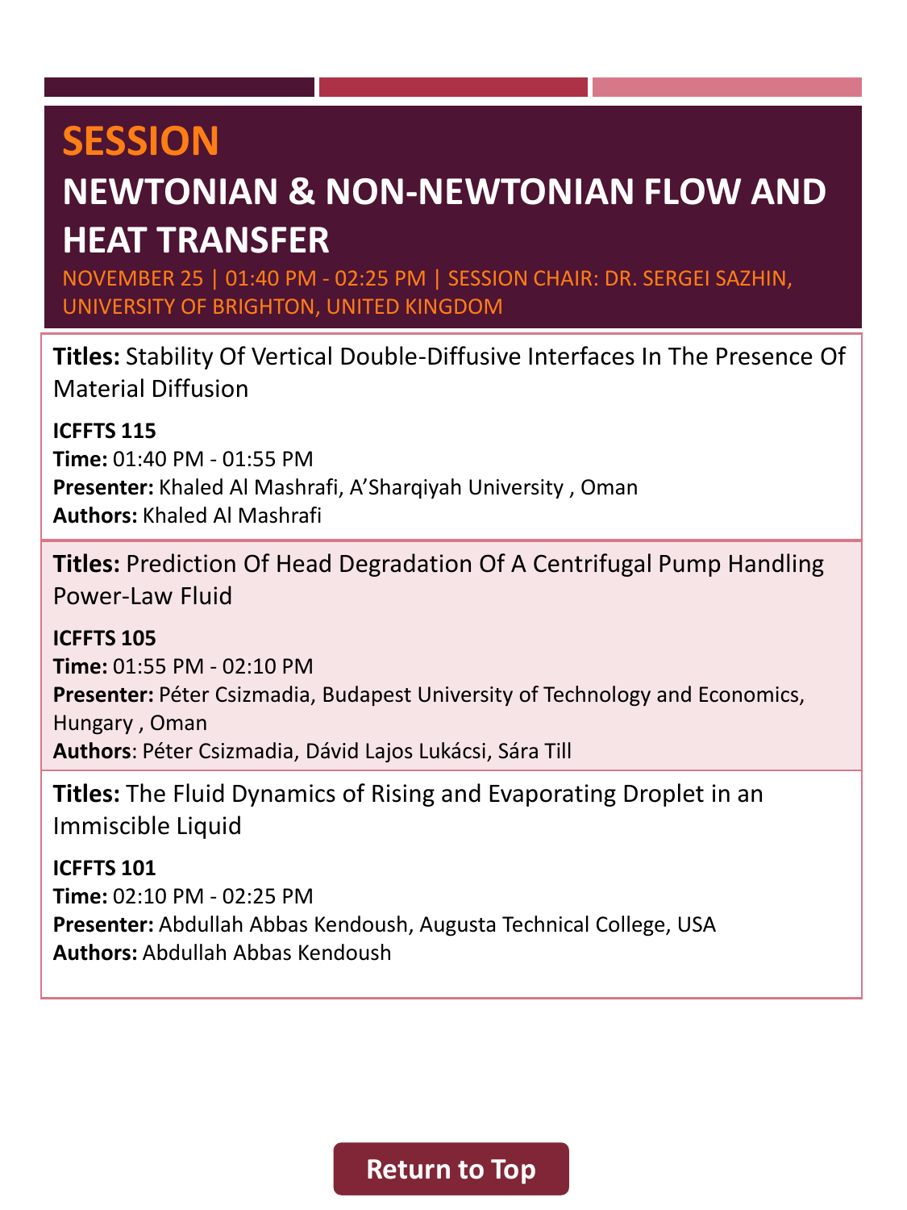# SESSION

## NEWTONIAN & NON-NEWTONIAN FLOW AND HEAT TRANSFER

NOVEMBER 25 | 01:40 PM - 02:25 PM | SESSION CHAIR: DR. SERGEI SAZHIN, UNIVERSITY OF BRIGHTON, UNITED KINGDOM

**Titles:** Stability Of Vertical Double-Diffusive Interfaces In The Presence Of Material Diffusion

**ICFFTS 115**
**Time:** 01:40 PM - 01:55 PM
**Presenter:** Khaled Al Mashrafi, A'Sharqiyah University , Oman
**Authors:** Khaled Al Mashrafi

**Titles:** Prediction Of Head Degradation Of A Centrifugal Pump Handling Power-Law Fluid

**ICFFTS 105**
**Time:** 01:55 PM - 02:10 PM
**Presenter:** Péter Csizmadia, Budapest University of Technology and Economics, Hungary , Oman
**Authors**: Péter Csizmadia, Dávid Lajos Lukácsi, Sára Till

**Titles:** The Fluid Dynamics of Rising and Evaporating Droplet in an Immiscible Liquid

**ICFFTS 101**
**Time:** 02:10 PM - 02:25 PM
**Presenter:** Abdullah Abbas Kendoush, Augusta Technical College, USA
**Authors:** Abdullah Abbas Kendoush

Return to Top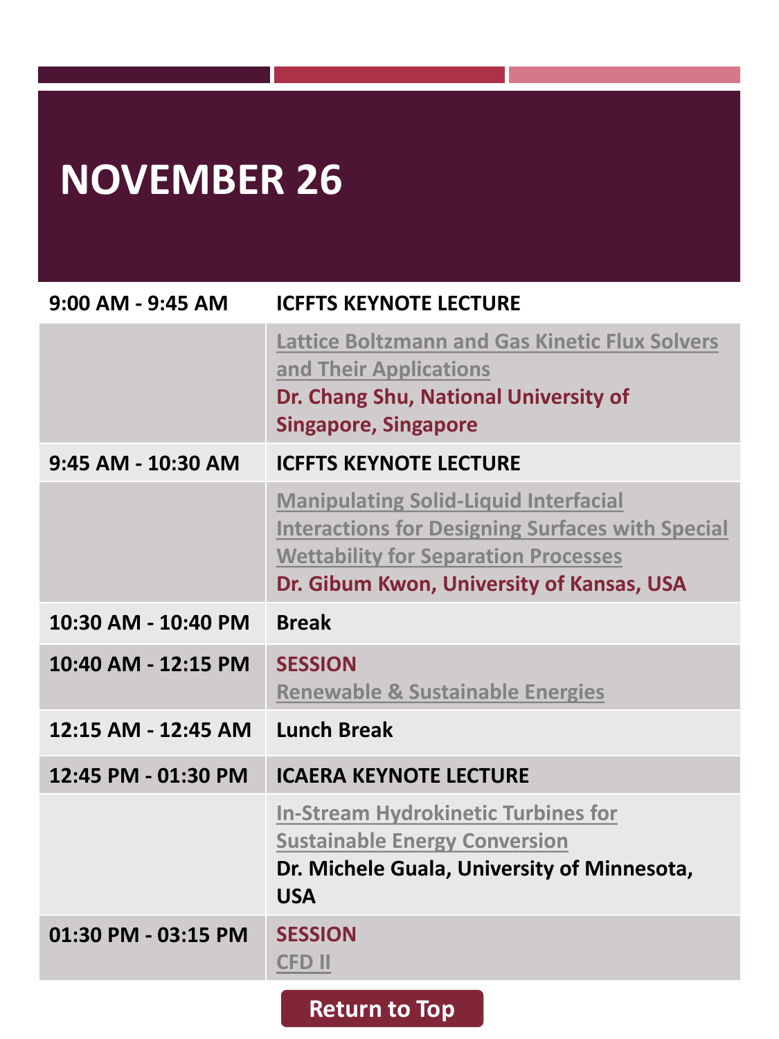# NOVEMBER 26

| | |
|---|---|
| 9:00 AM - 9:45 AM | **ICFFTS KEYNOTE LECTURE** |
| | Lattice Boltzmann and Gas Kinetic Flux Solvers and Their Applications<br>**Dr. Chang Shu, National University of Singapore, Singapore** |
| 9:45 AM - 10:30 AM | **ICFFTS KEYNOTE LECTURE** |
| | Manipulating Solid-Liquid Interfacial Interactions for Designing Surfaces with Special Wettability for Separation Processes<br>**Dr. Gibum Kwon, University of Kansas, USA** |
| 10:30 AM - 10:40 PM | **Break** |
| 10:40 AM - 12:15 PM | **SESSION**<br>Renewable & Sustainable Energies |
| 12:15 AM - 12:45 AM | **Lunch Break** |
| 12:45 PM - 01:30 PM | **ICAERA KEYNOTE LECTURE** |
| | In-Stream Hydrokinetic Turbines for Sustainable Energy Conversion<br>**Dr. Michele Guala, University of Minnesota, USA** |
| 01:30 PM - 03:15 PM | **SESSION**<br>CFD II |

Return to Top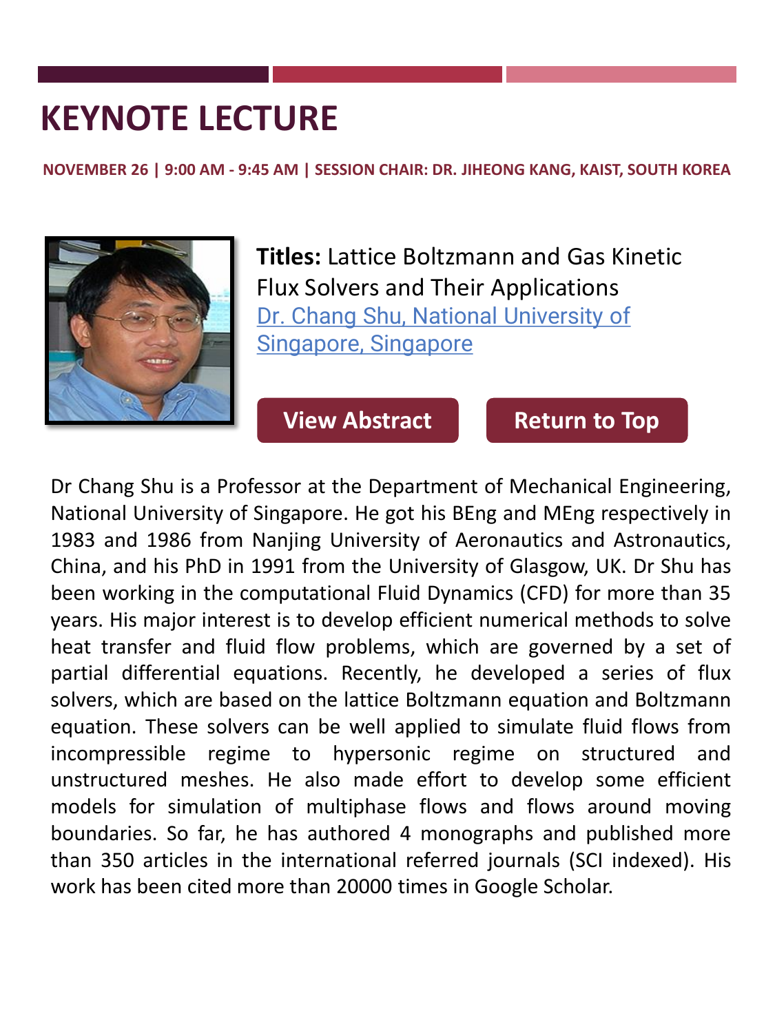# KEYNOTE LECTURE

**NOVEMBER 26 | 9:00 AM - 9:45 AM | SESSION CHAIR: DR. JIHEONG KANG, KAIST, SOUTH KOREA**

**Titles:** Lattice Boltzmann and Gas Kinetic Flux Solvers and Their Applications
Dr. Chang Shu, National University of Singapore, Singapore

View Abstract | Return to Top

Dr Chang Shu is a Professor at the Department of Mechanical Engineering, National University of Singapore. He got his BEng and MEng respectively in 1983 and 1986 from Nanjing University of Aeronautics and Astronautics, China, and his PhD in 1991 from the University of Glasgow, UK. Dr Shu has been working in the computational Fluid Dynamics (CFD) for more than 35 years. His major interest is to develop efficient numerical methods to solve heat transfer and fluid flow problems, which are governed by a set of partial differential equations. Recently, he developed a series of flux solvers, which are based on the lattice Boltzmann equation and Boltzmann equation. These solvers can be well applied to simulate fluid flows from incompressible regime to hypersonic regime on structured and unstructured meshes. He also made effort to develop some efficient models for simulation of multiphase flows and flows around moving boundaries. So far, he has authored 4 monographs and published more than 350 articles in the international referred journals (SCI indexed). His work has been cited more than 20000 times in Google Scholar.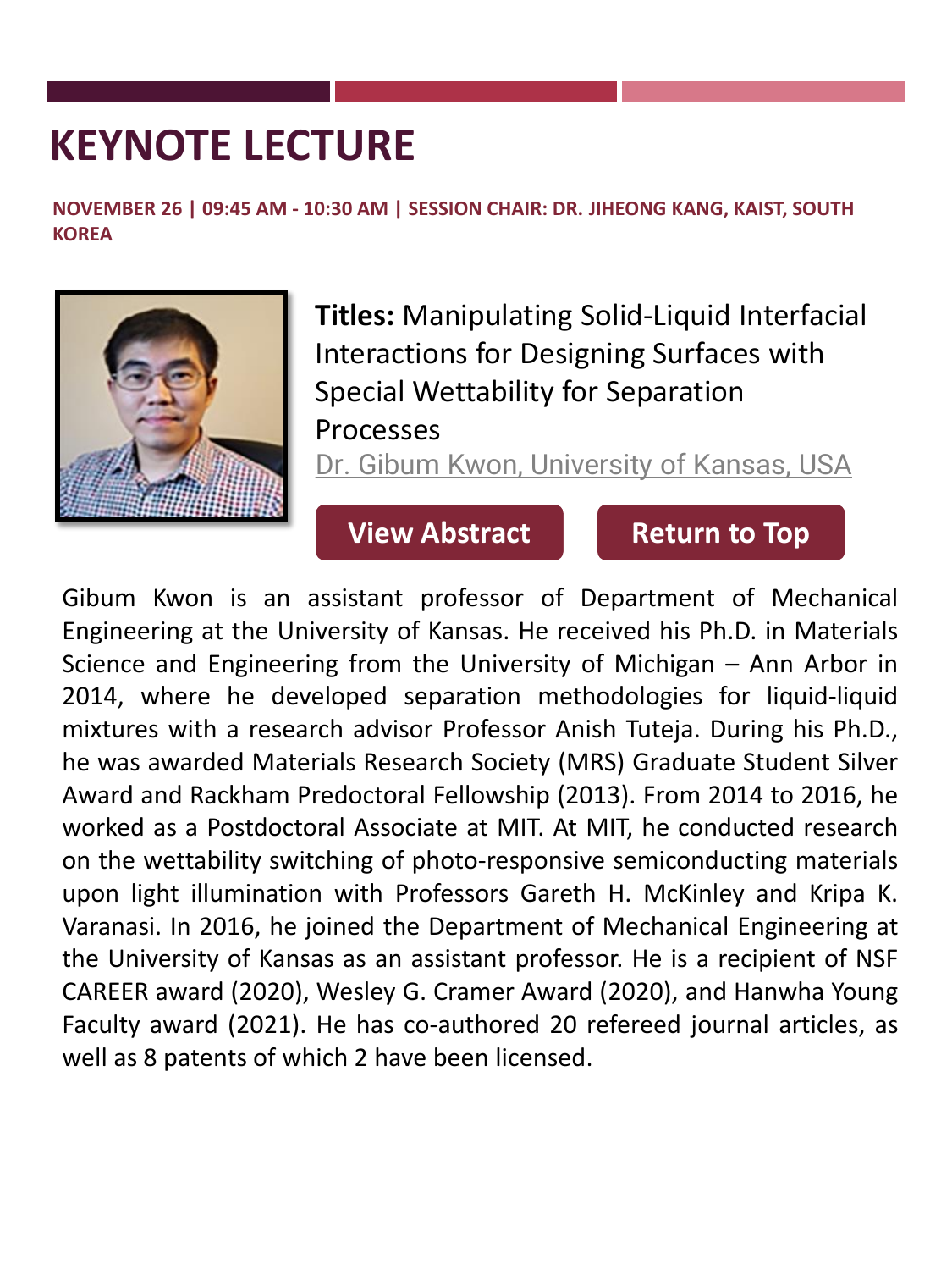# KEYNOTE LECTURE

**NOVEMBER 26 | 09:45 AM - 10:30 AM | SESSION CHAIR: DR. JIHEONG KANG, KAIST, SOUTH KOREA**

**Titles:** Manipulating Solid-Liquid Interfacial Interactions for Designing Surfaces with Special Wettability for Separation Processes

Dr. Gibum Kwon, University of Kansas, USA

View Abstract

Return to Top

Gibum Kwon is an assistant professor of Department of Mechanical Engineering at the University of Kansas. He received his Ph.D. in Materials Science and Engineering from the University of Michigan – Ann Arbor in 2014, where he developed separation methodologies for liquid-liquid mixtures with a research advisor Professor Anish Tuteja. During his Ph.D., he was awarded Materials Research Society (MRS) Graduate Student Silver Award and Rackham Predoctoral Fellowship (2013). From 2014 to 2016, he worked as a Postdoctoral Associate at MIT. At MIT, he conducted research on the wettability switching of photo-responsive semiconducting materials upon light illumination with Professors Gareth H. McKinley and Kripa K. Varanasi. In 2016, he joined the Department of Mechanical Engineering at the University of Kansas as an assistant professor. He is a recipient of NSF CAREER award (2020), Wesley G. Cramer Award (2020), and Hanwha Young Faculty award (2021). He has co-authored 20 refereed journal articles, as well as 8 patents of which 2 have been licensed.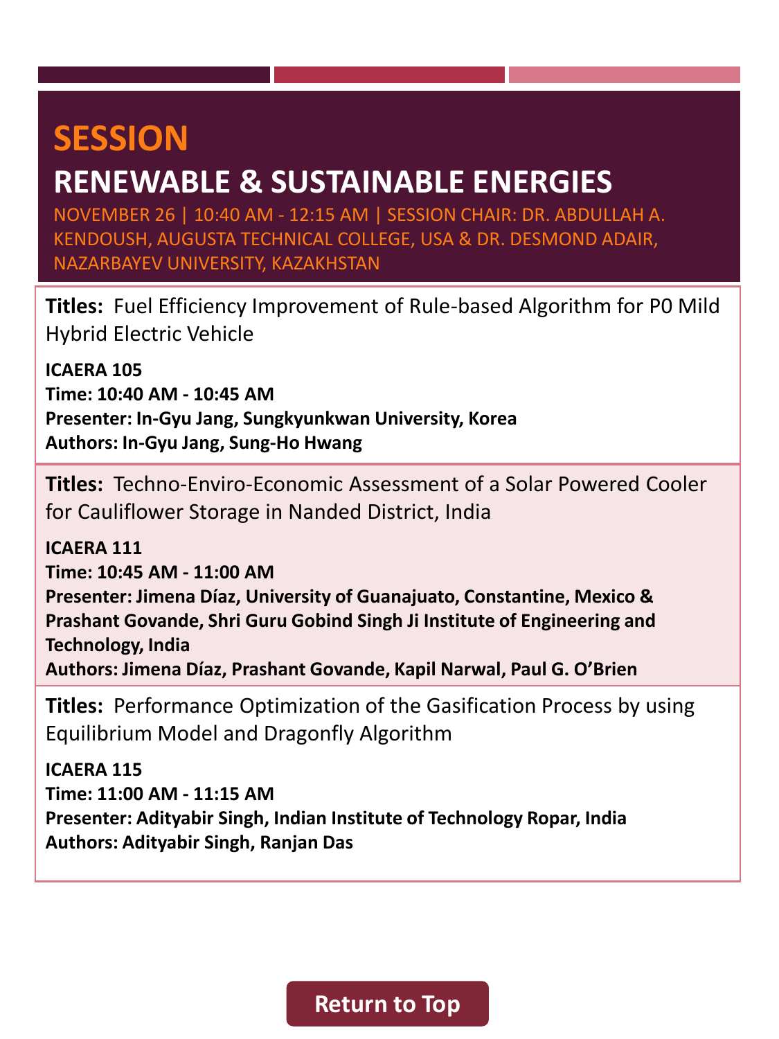# SESSION

## RENEWABLE & SUSTAINABLE ENERGIES

NOVEMBER 26 | 10:40 AM - 12:15 AM | SESSION CHAIR: DR. ABDULLAH A. KENDOUSH, AUGUSTA TECHNICAL COLLEGE, USA & DR. DESMOND ADAIR, NAZARBAYEV UNIVERSITY, KAZAKHSTAN

**Titles:** Fuel Efficiency Improvement of Rule-based Algorithm for P0 Mild Hybrid Electric Vehicle

**ICAERA 105**
**Time: 10:40 AM - 10:45 AM**
**Presenter: In-Gyu Jang, Sungkyunkwan University, Korea**
**Authors: In-Gyu Jang, Sung-Ho Hwang**

**Titles:** Techno-Enviro-Economic Assessment of a Solar Powered Cooler for Cauliflower Storage in Nanded District, India

**ICAERA 111**
**Time: 10:45 AM - 11:00 AM**
**Presenter: Jimena Díaz, University of Guanajuato, Constantine, Mexico & Prashant Govande, Shri Guru Gobind Singh Ji Institute of Engineering and Technology, India**
**Authors: Jimena Díaz, Prashant Govande, Kapil Narwal, Paul G. O'Brien**

**Titles:** Performance Optimization of the Gasification Process by using Equilibrium Model and Dragonfly Algorithm

**ICAERA 115**
**Time: 11:00 AM - 11:15 AM**
**Presenter: Adityabir Singh, Indian Institute of Technology Ropar, India**
**Authors: Adityabir Singh, Ranjan Das**

Return to Top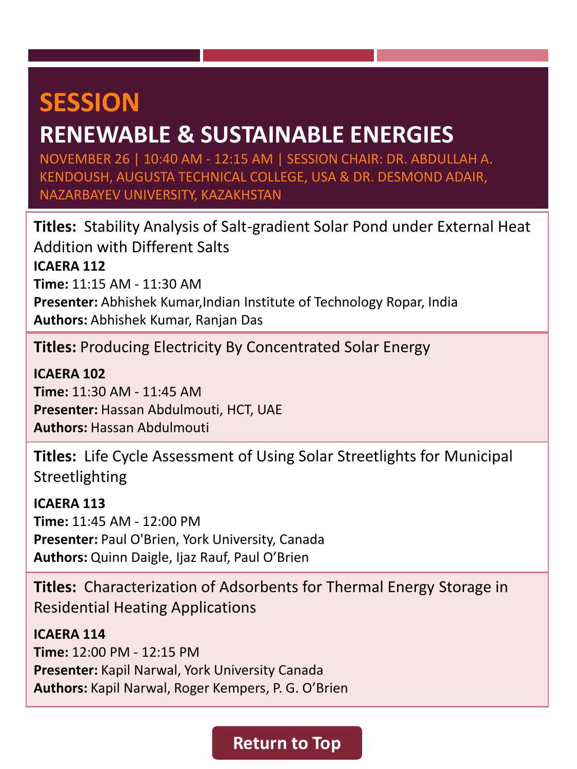# SESSION

## RENEWABLE & SUSTAINABLE ENERGIES

NOVEMBER 26 | 10:40 AM - 12:15 AM | SESSION CHAIR: DR. ABDULLAH A. KENDOUSH, AUGUSTA TECHNICAL COLLEGE, USA & DR. DESMOND ADAIR, NAZARBAYEV UNIVERSITY, KAZAKHSTAN

**Titles:** Stability Analysis of Salt-gradient Solar Pond under External Heat Addition with Different Salts

**ICAERA 112**

**Time:** 11:15 AM - 11:30 AM

**Presenter:** Abhishek Kumar,Indian Institute of Technology Ropar, India

**Authors:** Abhishek Kumar, Ranjan Das

**Titles:** Producing Electricity By Concentrated Solar Energy

**ICAERA 102**

**Time:** 11:30 AM - 11:45 AM

**Presenter:** Hassan Abdulmouti, HCT, UAE

**Authors:** Hassan Abdulmouti

**Titles:** Life Cycle Assessment of Using Solar Streetlights for Municipal Streetlighting

**ICAERA 113**

**Time:** 11:45 AM - 12:00 PM

**Presenter:** Paul O'Brien, York University, Canada

**Authors:** Quinn Daigle, Ijaz Rauf, Paul O'Brien

**Titles:** Characterization of Adsorbents for Thermal Energy Storage in Residential Heating Applications

**ICAERA 114**

**Time:** 12:00 PM - 12:15 PM

**Presenter:** Kapil Narwal, York University Canada

**Authors:** Kapil Narwal, Roger Kempers, P. G. O'Brien

Return to Top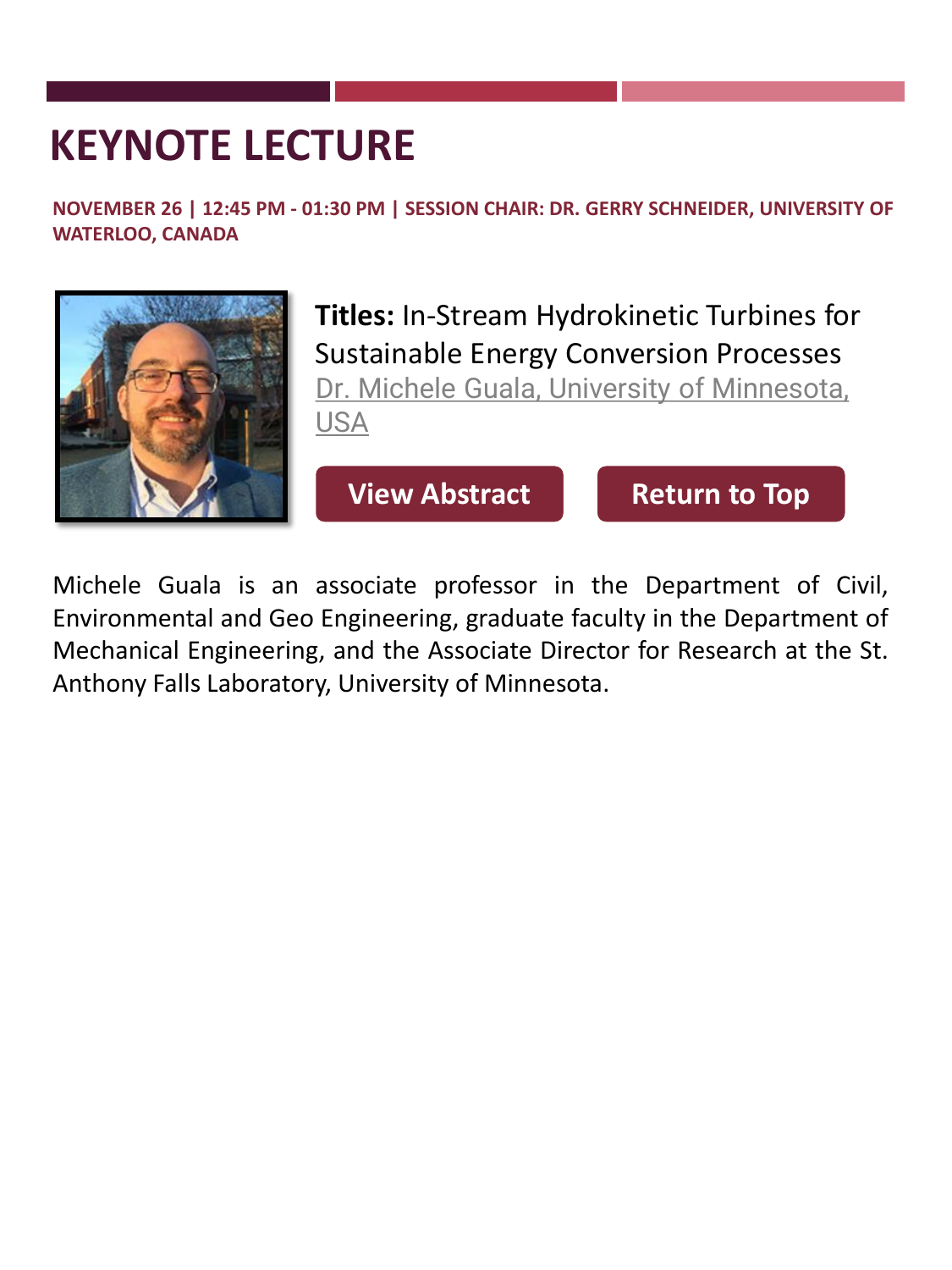# KEYNOTE LECTURE

**NOVEMBER 26 | 12:45 PM - 01:30 PM | SESSION CHAIR: DR. GERRY SCHNEIDER, UNIVERSITY OF WATERLOO, CANADA**

**Titles:** In-Stream Hydrokinetic Turbines for Sustainable Energy Conversion Processes

Dr. Michele Guala, University of Minnesota, USA

View Abstract | Return to Top

Michele Guala is an associate professor in the Department of Civil, Environmental and Geo Engineering, graduate faculty in the Department of Mechanical Engineering, and the Associate Director for Research at the St. Anthony Falls Laboratory, University of Minnesota.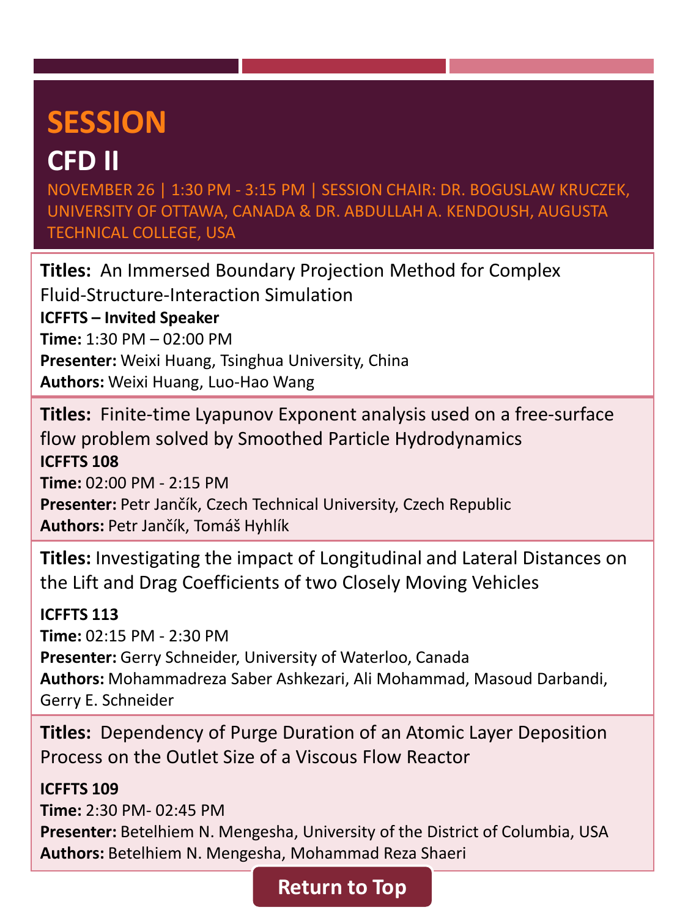# SESSION

## CFD II

NOVEMBER 26 | 1:30 PM - 3:15 PM | SESSION CHAIR: DR. BOGUSLAW KRUCZEK, UNIVERSITY OF OTTAWA, CANADA & DR. ABDULLAH A. KENDOUSH, AUGUSTA TECHNICAL COLLEGE, USA

**Titles:** An Immersed Boundary Projection Method for Complex Fluid-Structure-Interaction Simulation
**ICFFTS – Invited Speaker**
**Time:** 1:30 PM – 02:00 PM
**Presenter:** Weixi Huang, Tsinghua University, China
**Authors:** Weixi Huang, Luo-Hao Wang

**Titles:** Finite-time Lyapunov Exponent analysis used on a free-surface flow problem solved by Smoothed Particle Hydrodynamics
**ICFFTS 108**
**Time:** 02:00 PM - 2:15 PM
**Presenter:** Petr Jančík, Czech Technical University, Czech Republic
**Authors:** Petr Jančík, Tomáš Hyhlík

**Titles:** Investigating the impact of Longitudinal and Lateral Distances on the Lift and Drag Coefficients of two Closely Moving Vehicles
**ICFFTS 113**
**Time:** 02:15 PM - 2:30 PM
**Presenter:** Gerry Schneider, University of Waterloo, Canada
**Authors:** Mohammadreza Saber Ashkezari, Ali Mohammad, Masoud Darbandi, Gerry E. Schneider

**Titles:** Dependency of Purge Duration of an Atomic Layer Deposition Process on the Outlet Size of a Viscous Flow Reactor
**ICFFTS 109**
**Time:** 2:30 PM- 02:45 PM
**Presenter:** Betelhiem N. Mengesha, University of the District of Columbia, USA
**Authors:** Betelhiem N. Mengesha, Mohammad Reza Shaeri

Return to Top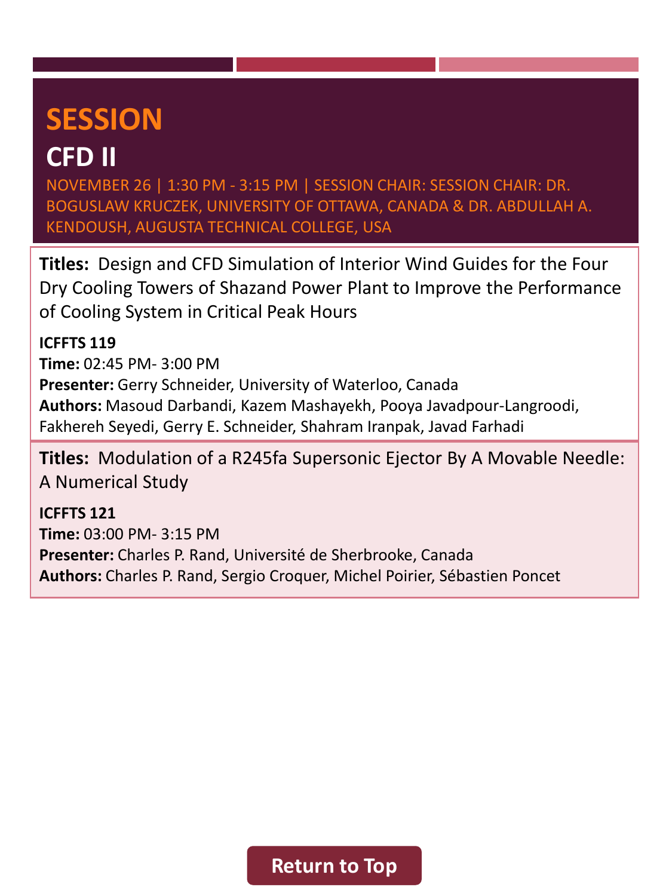# SESSION

## CFD II

NOVEMBER 26 | 1:30 PM - 3:15 PM | SESSION CHAIR: SESSION CHAIR: DR. BOGUSLAW KRUCZEK, UNIVERSITY OF OTTAWA, CANADA & DR. ABDULLAH A. KENDOUSH, AUGUSTA TECHNICAL COLLEGE, USA

**Titles:** Design and CFD Simulation of Interior Wind Guides for the Four Dry Cooling Towers of Shazand Power Plant to Improve the Performance of Cooling System in Critical Peak Hours

**ICFFTS 119**
**Time:** 02:45 PM- 3:00 PM
**Presenter:** Gerry Schneider, University of Waterloo, Canada
**Authors:** Masoud Darbandi, Kazem Mashayekh, Pooya Javadpour-Langroodi, Fakhereh Seyedi, Gerry E. Schneider, Shahram Iranpak, Javad Farhadi

**Titles:** Modulation of a R245fa Supersonic Ejector By A Movable Needle: A Numerical Study

**ICFFTS 121**
**Time:** 03:00 PM- 3:15 PM
**Presenter:** Charles P. Rand, Université de Sherbrooke, Canada
**Authors:** Charles P. Rand, Sergio Croquer, Michel Poirier, Sébastien Poncet

Return to Top